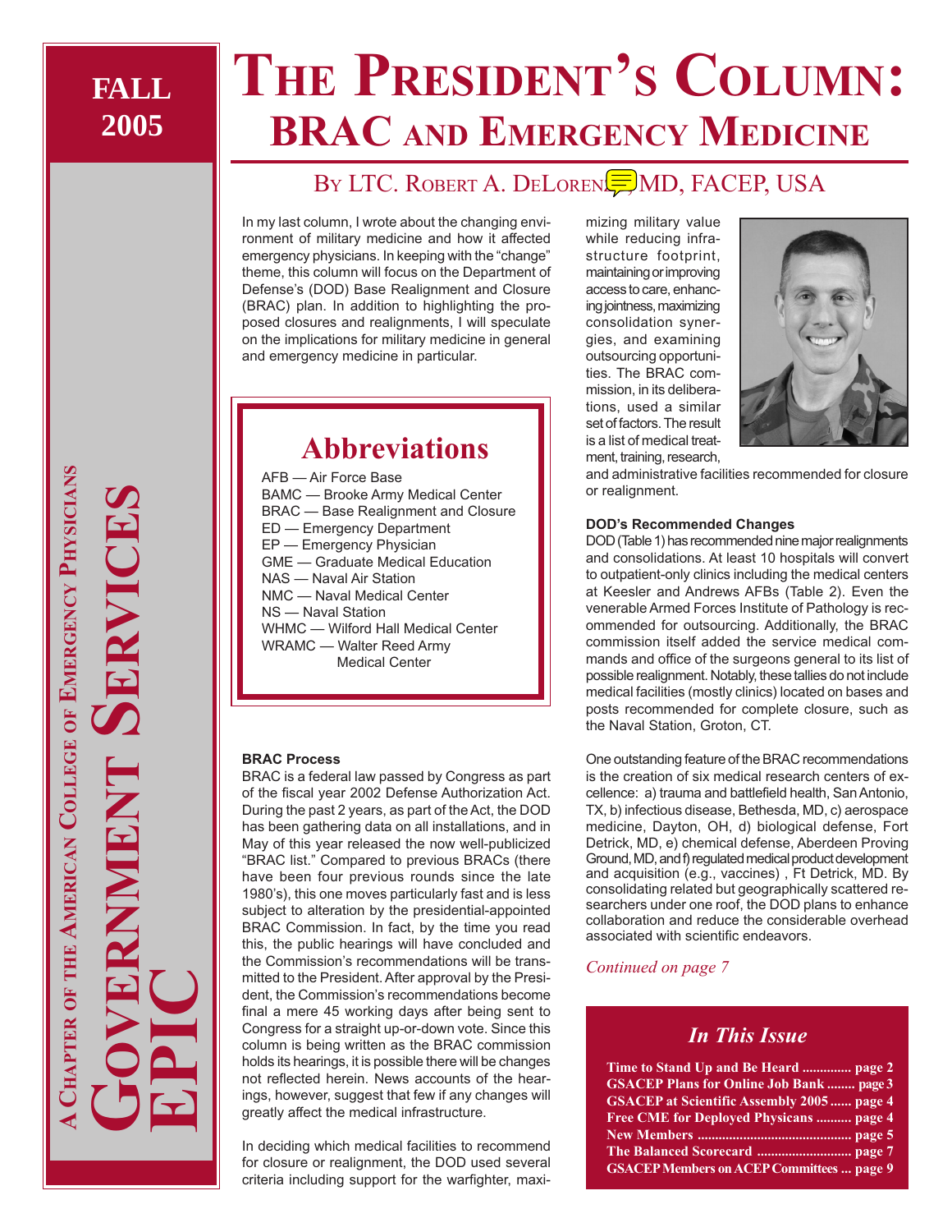FALL 2005

# THE PRESIDENT'S COLUMN: BRAC AND EMERGENCY MEDICINE

## BY LTC. ROBERT A. DELORENZO, MD, FACEP, USA

In my last column, I wrote about the changing environment of military medicine and how it affected emergency physicians. In keeping with the "change" theme, this column will focus on the Department of Defense's (DOD) Base Realignment and Closure (BRAC) plan. In addition to highlighting the proposed closures and realignments, I will speculate on the implications for military medicine in general and emergency medicine in particular.

### Abbreviations

AFB — Air Force Base
BAMC — Brooke Army Medical Center
BRAC — Base Realignment and Closure
ED — Emergency Department
EP — Emergency Physician
GME — Graduate Medical Education
NAS — Naval Air Station
NMC — Naval Medical Center
NS — Naval Station
WHMC — Wilford Hall Medical Center
WRAMC — Walter Reed Army Medical Center

**BRAC Process**

BRAC is a federal law passed by Congress as part of the fiscal year 2002 Defense Authorization Act. During the past 2 years, as part of the Act, the DOD has been gathering data on all installations, and in May of this year released the now well-publicized "BRAC list." Compared to previous BRACs (there have been four previous rounds since the late 1980's), this one moves particularly fast and is less subject to alteration by the presidential-appointed BRAC Commission. In fact, by the time you read this, the public hearings will have concluded and the Commission's recommendations will be transmitted to the President. After approval by the President, the Commission's recommendations become final a mere 45 working days after being sent to Congress for a straight up-or-down vote. Since this column is being written as the BRAC commission holds its hearings, it is possible there will be changes not reflected herein. News accounts of the hearings, however, suggest that few if any changes will greatly affect the medical infrastructure.

In deciding which medical facilities to recommend for closure or realignment, the DOD used several criteria including support for the warfighter, maximizing military value while reducing infrastructure footprint, maintaining or improving access to care, enhancing jointness, maximizing consolidation synergies, and examining outsourcing opportunities. The BRAC commission, in its deliberations, used a similar set of factors. The result is a list of medical treatment, training, research, and administrative facilities recommended for closure or realignment.

**DOD's Recommended Changes**

DOD (Table 1) has recommended nine major realignments and consolidations. At least 10 hospitals will convert to outpatient-only clinics including the medical centers at Keesler and Andrews AFBs (Table 2). Even the venerable Armed Forces Institute of Pathology is recommended for outsourcing. Additionally, the BRAC commission itself added the service medical commands and office of the surgeons general to its list of possible realignment. Notably, these tallies do not include medical facilities (mostly clinics) located on bases and posts recommended for complete closure, such as the Naval Station, Groton, CT.

One outstanding feature of the BRAC recommendations is the creation of six medical research centers of excellence: a) trauma and battlefield health, San Antonio, TX, b) infectious disease, Bethesda, MD, c) aerospace medicine, Dayton, OH, d) biological defense, Fort Detrick, MD, e) chemical defense, Aberdeen Proving Ground, MD, and f) regulated medical product development and acquisition (e.g., vaccines) , Ft Detrick, MD. By consolidating related but geographically scattered researchers under one roof, the DOD plans to enhance collaboration and reduce the considerable overhead associated with scientific endeavors.

*Continued on page 7*

### In This Issue

- Time to Stand Up and Be Heard .............. page 2
- GSACEP Plans for Online Job Bank ........ page 3
- GSACEP at Scientific Assembly 2005 ...... page 4
- Free CME for Deployed Physycans .......... page 4
- New Members ........................................... page 5
- The Balanced Scorecard ........................... page 7
- GSACEP Members on ACEP Committees ... page 9

A CHAPTER OF THE AMERICAN COLLEGE OF EMERGENCY PHYSICIANS

GOVERNMENT SERVICES EPIC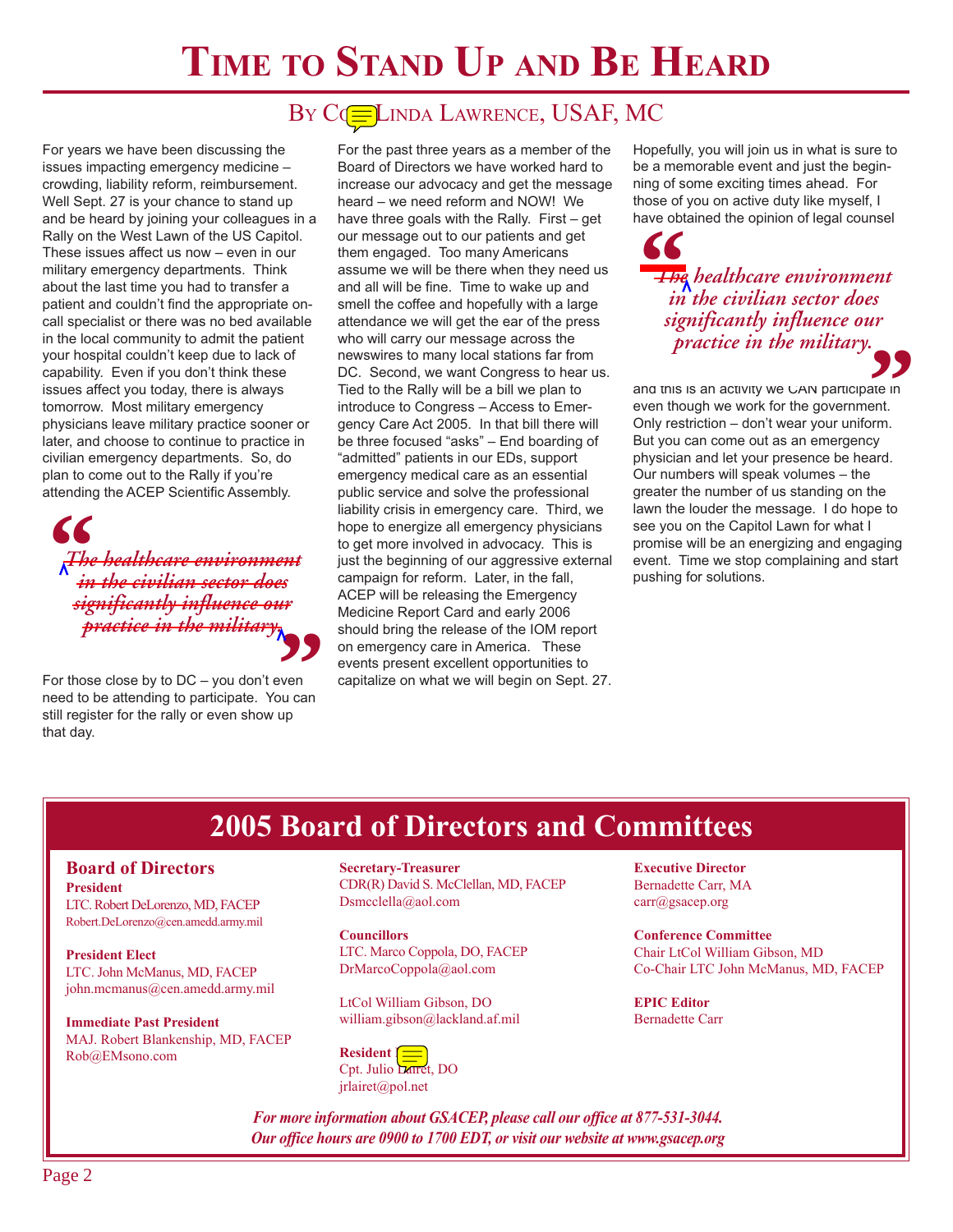# Time to Stand Up and Be Heard

## By Col Linda Lawrence, USAF, MC

For years we have been discussing the issues impacting emergency medicine – crowding, liability reform, reimbursement. Well Sept. 27 is your chance to stand up and be heard by joining your colleagues in a Rally on the West Lawn of the US Capitol. These issues affect us now – even in our military emergency departments. Think about the last time you had to transfer a patient and couldn't find the appropriate on-call specialist or there was no bed available in the local community to admit the patient your hospital couldn't keep due to lack of capability. Even if you don't think these issues affect you today, there is always tomorrow. Most military emergency physicians leave military practice sooner or later, and choose to continue to practice in civilian emergency departments. So, do plan to come out to the Rally if you're attending the ACEP Scientific Assembly.

> *~~The healthcare environment in the civilian sector does significantly influence our practice in the military.~~*

For those close by to DC – you don't even need to be attending to participate. You can still register for the rally or even show up that day.

For the past three years as a member of the Board of Directors we have worked hard to increase our advocacy and get the message heard – we need reform and NOW! We have three goals with the Rally. First – get our message out to our patients and get them engaged. Too many Americans assume we will be there when they need us and all will be fine. Time to wake up and smell the coffee and hopefully with a large attendance we will get the ear of the press who will carry our message across the newswires to many local stations far from DC. Second, we want Congress to hear us. Tied to the Rally will be a bill we plan to introduce to Congress – Access to Emergency Care Act 2005. In that bill there will be three focused "asks" – End boarding of "admitted" patients in our EDs, support emergency medical care as an essential public service and solve the professional liability crisis in emergency care. Third, we hope to energize all emergency physicians to get more involved in advocacy. This is just the beginning of our aggressive external campaign for reform. Later, in the fall, ACEP will be releasing the Emergency Medicine Report Card and early 2006 should bring the release of the IOM report on emergency care in America. These events present excellent opportunities to capitalize on what we will begin on Sept. 27.

Hopefully, you will join us in what is sure to be a memorable event and just the beginning of some exciting times ahead. For those of you on active duty like myself, I have obtained the opinion of legal counsel

> *~~The~~ healthcare environment in the civilian sector does significantly influence our practice in the military.*

and this is an activity we CAN participate in even though we work for the government. Only restriction – don't wear your uniform. But you can come out as an emergency physician and let your presence be heard. Our numbers will speak volumes – the greater the number of us standing on the lawn the louder the message. I do hope to see you on the Capitol Lawn for what I promise will be an energizing and engaging event. Time we stop complaining and start pushing for solutions.

# 2005 Board of Directors and Committees

## Board of Directors

**President**
LTC. Robert DeLorenzo, MD, FACEP
Robert.DeLorenzo@cen.amedd.army.mil

**President Elect**
LTC. John McManus, MD, FACEP
john.mcmanus@cen.amedd.army.mil

**Immediate Past President**
MAJ. Robert Blankenship, MD, FACEP
Rob@EMsono.com

**Secretary-Treasurer**
CDR(R) David S. McClellan, MD, FACEP
Dsmcclella@aol.com

**Councillors**
LTC. Marco Coppola, DO, FACEP
DrMarcoCoppola@aol.com

LtCol William Gibson, DO
william.gibson@lackland.af.mil

**Resident**
Cpt. Julio Lairet, DO
jrlairet@pol.net

**Executive Director**
Bernadette Carr, MA
carr@gsacep.org

**Conference Committee**
Chair LtCol William Gibson, MD
Co-Chair LTC John McManus, MD, FACEP

**EPIC Editor**
Bernadette Carr

*For more information about GSACEP, please call our office at 877-531-3044. Our office hours are 0900 to 1700 EDT, or visit our website at www.gsacep.org*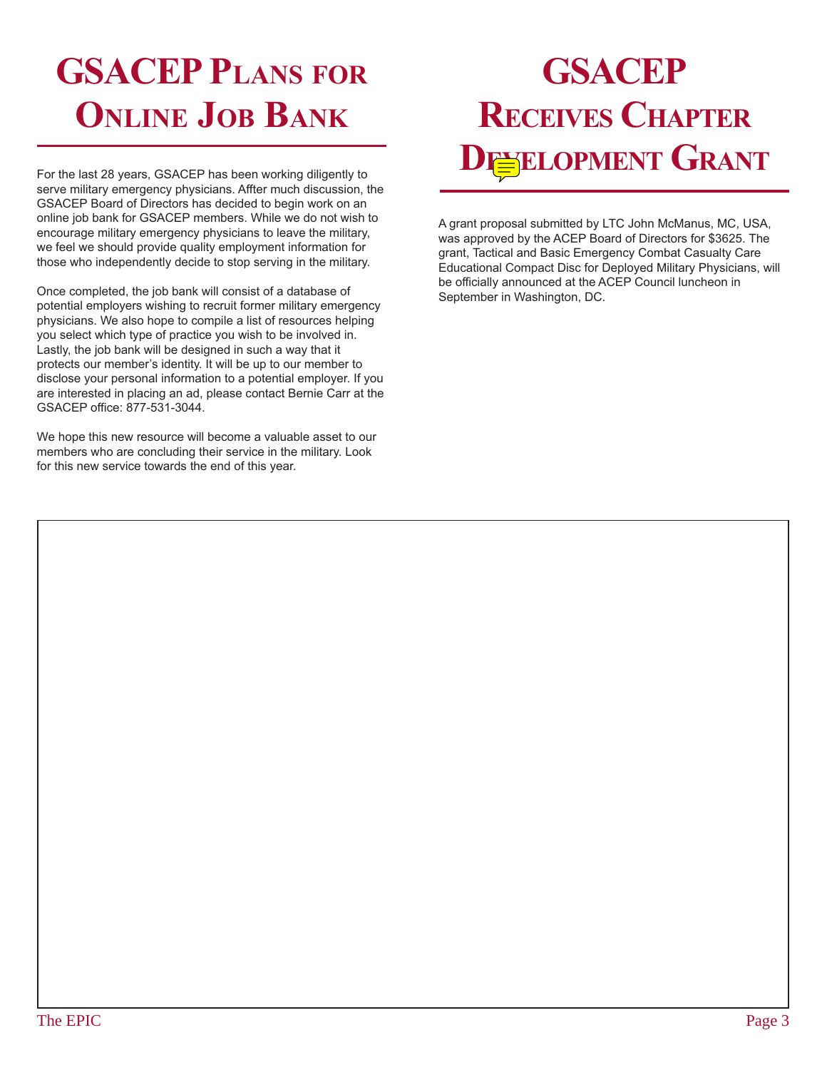# GSACEP Plans for Online Job Bank

For the last 28 years, GSACEP has been working diligently to serve military emergency physicians. Affter much discussion, the GSACEP Board of Directors has decided to begin work on an online job bank for GSACEP members. While we do not wish to encourage military emergency physicians to leave the military, we feel we should provide quality employment information for those who independently decide to stop serving in the military.

Once completed, the job bank will consist of a database of potential employers wishing to recruit former military emergency physicians. We also hope to compile a list of resources helping you select which type of practice you wish to be involved in. Lastly, the job bank will be designed in such a way that it protects our member's identity. It will be up to our member to disclose your personal information to a potential employer. If you are interested in placing an ad, please contact Bernie Carr at the GSACEP office: 877-531-3044.

We hope this new resource will become a valuable asset to our members who are concluding their service in the military. Look for this new service towards the end of this year.

# GSACEP Receives Chapter Development Grant

A grant proposal submitted by LTC John McManus, MC, USA, was approved by the ACEP Board of Directors for $3625. The grant, Tactical and Basic Emergency Combat Casualty Care Educational Compact Disc for Deployed Military Physicians, will be officially announced at the ACEP Council luncheon in September in Washington, DC.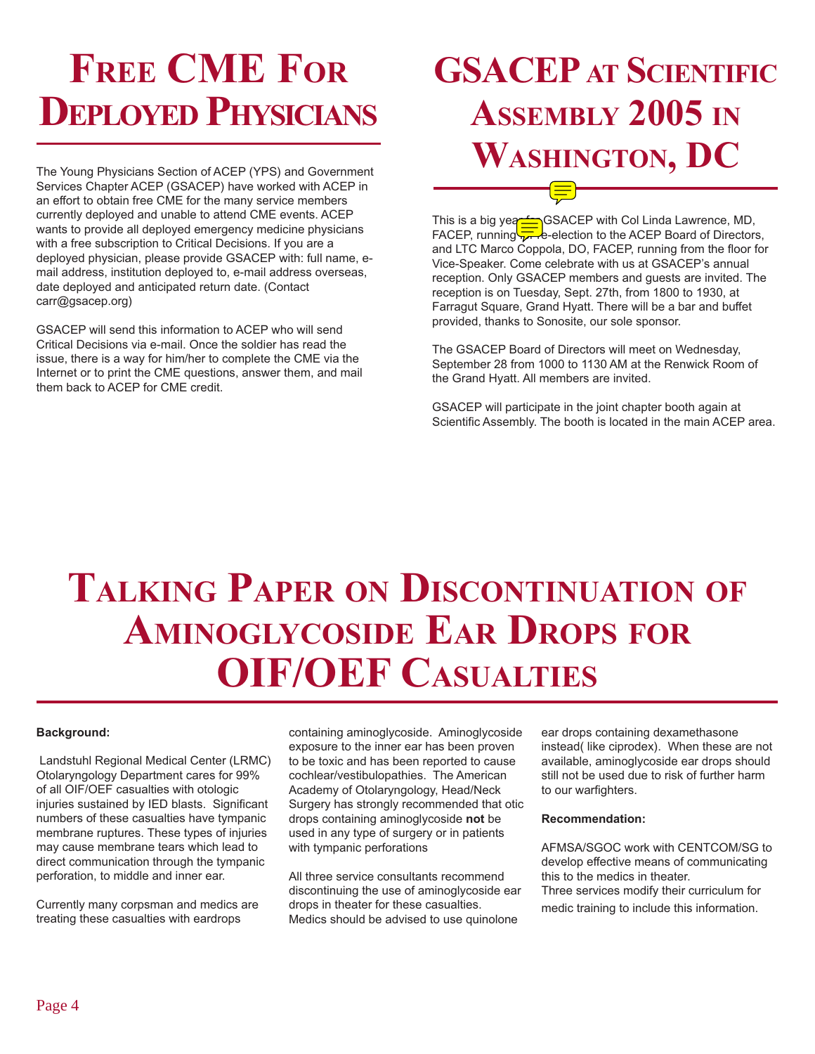# Free CME For Deployed Physicians

The Young Physicians Section of ACEP (YPS) and Government Services Chapter ACEP (GSACEP) have worked with ACEP in an effort to obtain free CME for the many service members currently deployed and unable to attend CME events. ACEP wants to provide all deployed emergency medicine physicians with a free subscription to Critical Decisions. If you are a deployed physician, please provide GSACEP with: full name, e-mail address, institution deployed to, e-mail address overseas, date deployed and anticipated return date. (Contact carr@gsacep.org)

GSACEP will send this information to ACEP who will send Critical Decisions via e-mail. Once the soldier has read the issue, there is a way for him/her to complete the CME via the Internet or to print the CME questions, answer them, and mail them back to ACEP for CME credit.

# GSACEP at Scientific Assembly 2005 in Washington, DC

This is a big year for GSACEP with Col Linda Lawrence, MD, FACEP, running for re-election to the ACEP Board of Directors, and LTC Marco Coppola, DO, FACEP, running from the floor for Vice-Speaker. Come celebrate with us at GSACEP's annual reception. Only GSACEP members and guests are invited. The reception is on Tuesday, Sept. 27th, from 1800 to 1930, at Farragut Square, Grand Hyatt. There will be a bar and buffet provided, thanks to Sonosite, our sole sponsor.

The GSACEP Board of Directors will meet on Wednesday, September 28 from 1000 to 1130 AM at the Renwick Room of the Grand Hyatt. All members are invited.

GSACEP will participate in the joint chapter booth again at Scientific Assembly. The booth is located in the main ACEP area.

# Talking Paper on Discontinuation of Aminoglycoside Ear Drops for OIF/OEF Casualties

**Background:**

Landstuhl Regional Medical Center (LRMC) Otolaryngology Department cares for 99% of all OIF/OEF casualties with otologic injuries sustained by IED blasts. Significant numbers of these casualties have tympanic membrane ruptures. These types of injuries may cause membrane tears which lead to direct communication through the tympanic perforation, to middle and inner ear.

Currently many corpsman and medics are treating these casualties with eardrops containing aminoglycoside. Aminoglycoside exposure to the inner ear has been proven to be toxic and has been reported to cause cochlear/vestibulopathies. The American Academy of Otolaryngology, Head/Neck Surgery has strongly recommended that otic drops containing aminoglycoside **not** be used in any type of surgery or in patients with tympanic perforations

All three service consultants recommend discontinuing the use of aminoglycoside ear drops in theater for these casualties. Medics should be advised to use quinolone ear drops containing dexamethasone instead( like ciprodex). When these are not available, aminoglycoside ear drops should still not be used due to risk of further harm to our warfighters.

**Recommendation:**

AFMSA/SGOC work with CENTCOM/SG to develop effective means of communicating this to the medics in theater.
Three services modify their curriculum for medic training to include this information.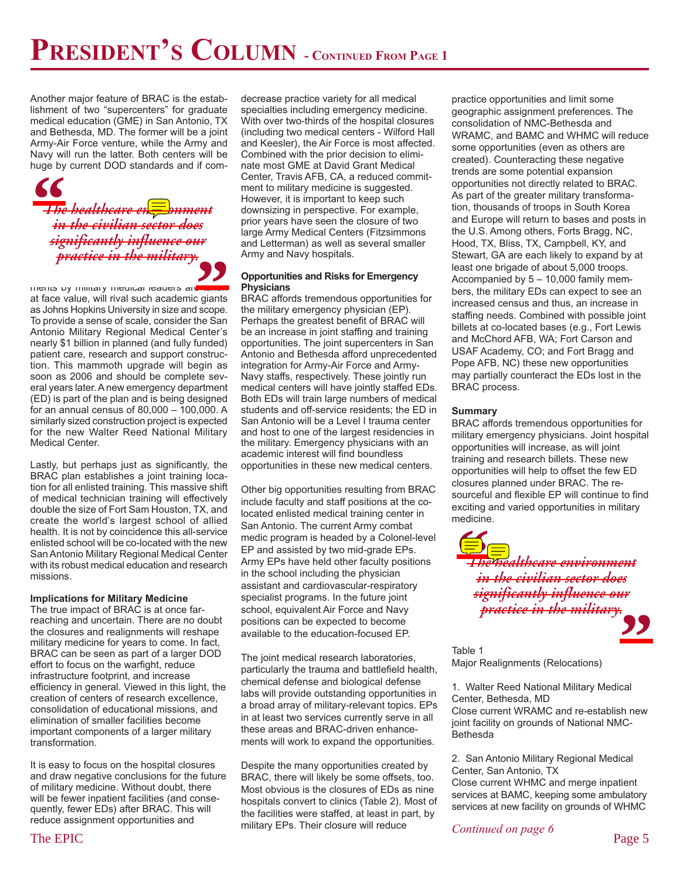# President's Column - Continued From Page 1

Another major feature of BRAC is the establishment of two "supercenters" for graduate medical education (GME) in San Antonio, TX and Bethesda, MD. The former will be a joint Army-Air Force venture, while the Army and Navy will run the latter. Both centers will be huge by current DOD standards and if com-

> *The healthcare environment in the civilian sector does significantly influence our practice in the military.*

ments by military medical leaders are taken at face value, will rival such academic giants as Johns Hopkins University in size and scope. To provide a sense of scale, consider the San Antonio Military Regional Medical Center's nearly $1 billion in planned (and fully funded) patient care, research and support construction. This mammoth upgrade will begin as soon as 2006 and should be complete several years later. A new emergency department (ED) is part of the plan and is being designed for an annual census of 80,000 – 100,000. A similarly sized construction project is expected for the new Walter Reed National Military Medical Center.

Lastly, but perhaps just as significantly, the BRAC plan establishes a joint training location for all enlisted training. This massive shift of medical technician training will effectively double the size of Fort Sam Houston, TX, and create the world's largest school of allied health. It is not by coincidence this all-service enlisted school will be co-located with the new San Antonio Military Regional Medical Center with its robust medical education and research missions.

**Implications for Military Medicine**

The true impact of BRAC is at once far-reaching and uncertain. There are no doubt the closures and realignments will reshape military medicine for years to come. In fact, BRAC can be seen as part of a larger DOD effort to focus on the warfight, reduce infrastructure footprint, and increase efficiency in general. Viewed in this light, the creation of centers of research excellence, consolidation of educational missions, and elimination of smaller facilities become important components of a larger military transformation.

It is easy to focus on the hospital closures and draw negative conclusions for the future of military medicine. Without doubt, there will be fewer inpatient facilities (and consequently, fewer EDs) after BRAC. This will reduce assignment opportunities and decrease practice variety for all medical specialties including emergency medicine. With over two-thirds of the hospital closures (including two medical centers - Wilford Hall and Keesler), the Air Force is most affected. Combined with the prior decision to eliminate most GME at David Grant Medical Center, Travis AFB, CA, a reduced commitment to military medicine is suggested. However, it is important to keep such downsizing in perspective. For example, prior years have seen the closure of two large Army Medical Centers (Fitzsimmons and Letterman) as well as several smaller Army and Navy hospitals.

**Opportunities and Risks for Emergency Physicians**

BRAC affords tremendous opportunities for the military emergency physician (EP). Perhaps the greatest benefit of BRAC will be an increase in joint staffing and training opportunities. The joint supercenters in San Antonio and Bethesda afford unprecedented integration for Army-Air Force and Army-Navy staffs, respectively. These jointly run medical centers will have jointly staffed EDs. Both EDs will train large numbers of medical students and off-service residents; the ED in San Antonio will be a Level I trauma center and host to one of the largest residencies in the military. Emergency physicians with an academic interest will find boundless opportunities in these new medical centers.

Other big opportunities resulting from BRAC include faculty and staff positions at the co-located enlisted medical training center in San Antonio. The current Army combat medic program is headed by a Colonel-level EP and assisted by two mid-grade EPs. Army EPs have held other faculty positions in the school including the physician assistant and cardiovascular-respiratory specialist programs. In the future joint school, equivalent Air Force and Navy positions can be expected to become available to the education-focused EP.

The joint medical research laboratories, particularly the trauma and battlefield health, chemical defense and biological defense labs will provide outstanding opportunities in a broad array of military-relevant topics. EPs in at least two services currently serve in all these areas and BRAC-driven enhancements will work to expand the opportunities.

Despite the many opportunities created by BRAC, there will likely be some offsets, too. Most obvious is the closures of EDs as nine hospitals convert to clinics (Table 2). Most of the facilities were staffed, at least in part, by military EPs. Their closure will reduce practice opportunities and limit some geographic assignment preferences. The consolidation of NMC-Bethesda and WRAMC, and BAMC and WHMC will reduce some opportunities (even as others are created). Counteracting these negative trends are some potential expansion opportunities not directly related to BRAC. As part of the greater military transformation, thousands of troops in South Korea and Europe will return to bases and posts in the U.S. Among others, Forts Bragg, NC, Hood, TX, Bliss, TX, Campbell, KY, and Stewart, GA are each likely to expand by at least one brigade of about 5,000 troops. Accompanied by 5 – 10,000 family members, the military EDs can expect to see an increased census and thus, an increase in staffing needs. Combined with possible joint billets at co-located bases (e.g., Fort Lewis and McChord AFB, WA; Fort Carson and USAF Academy, CO; and Fort Bragg and Pope AFB, NC) these new opportunities may partially counteract the EDs lost in the BRAC process.

**Summary**

BRAC affords tremendous opportunities for military emergency physicians. Joint hospital opportunities will increase, as will joint training and research billets. These new opportunities will help to offset the few ED closures planned under BRAC. The resourceful and flexible EP will continue to find exciting and varied opportunities in military medicine.

> *The healthcare environment in the civilian sector does significantly influence our practice in the military.*

Table 1
Major Realignments (Relocations)

1. Walter Reed National Military Medical Center, Bethesda, MD
Close current WRAMC and re-establish new joint facility on grounds of National NMC-Bethesda

2. San Antonio Military Regional Medical Center, San Antonio, TX
Close current WHMC and merge inpatient services at BAMC, keeping some ambulatory services at new facility on grounds of WHMC

*Continued on page 6*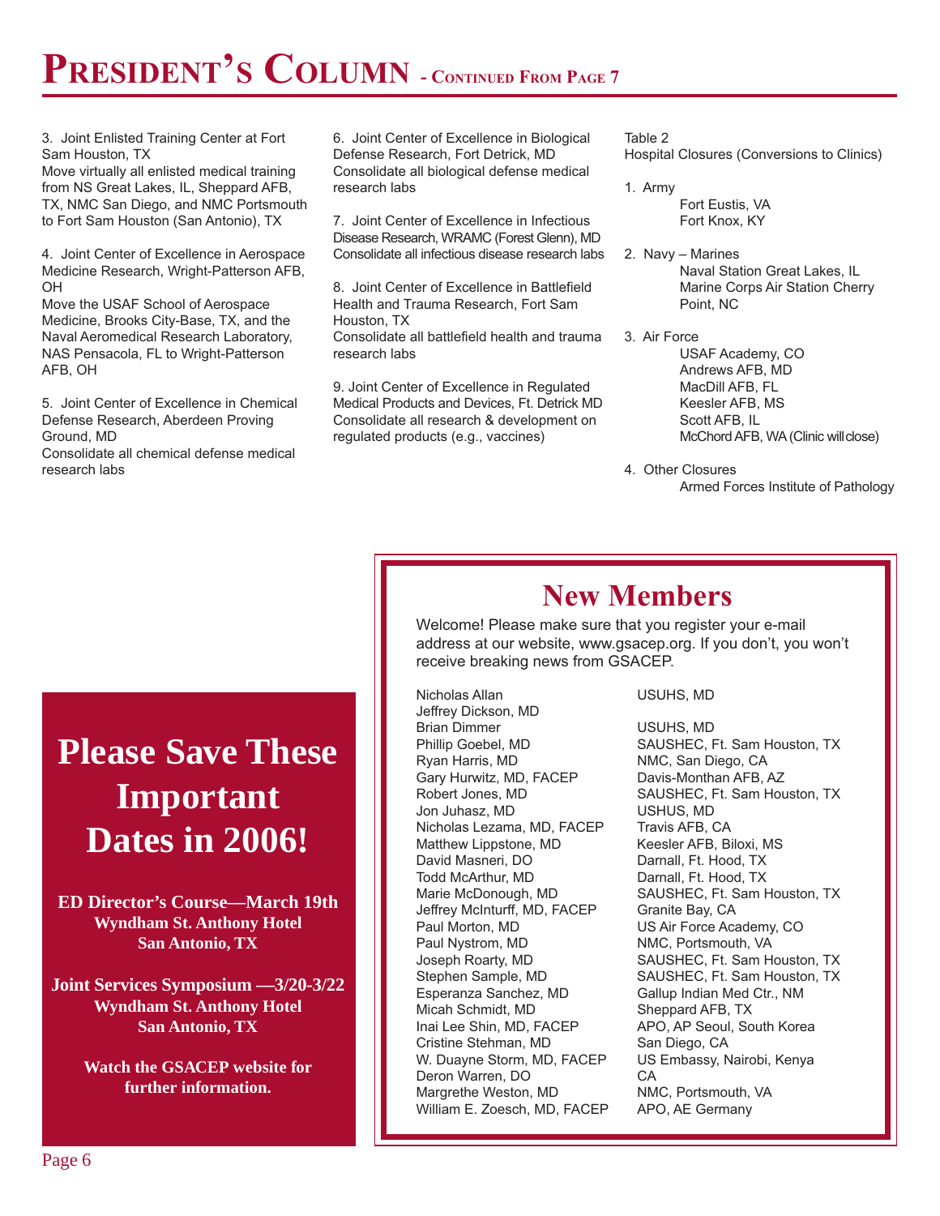# President's Column - Continued From Page 7

3. Joint Enlisted Training Center at Fort Sam Houston, TX
Move virtually all enlisted medical training from NS Great Lakes, IL, Sheppard AFB, TX, NMC San Diego, and NMC Portsmouth to Fort Sam Houston (San Antonio), TX

4. Joint Center of Excellence in Aerospace Medicine Research, Wright-Patterson AFB, OH
Move the USAF School of Aerospace Medicine, Brooks City-Base, TX, and the Naval Aeromedical Research Laboratory, NAS Pensacola, FL to Wright-Patterson AFB, OH

5. Joint Center of Excellence in Chemical Defense Research, Aberdeen Proving Ground, MD
Consolidate all chemical defense medical research labs

6. Joint Center of Excellence in Biological Defense Research, Fort Detrick, MD
Consolidate all biological defense medical research labs

7. Joint Center of Excellence in Infectious Disease Research, WRAMC (Forest Glenn), MD
Consolidate all infectious disease research labs

8. Joint Center of Excellence in Battlefield Health and Trauma Research, Fort Sam Houston, TX
Consolidate all battlefield health and trauma research labs

9. Joint Center of Excellence in Regulated Medical Products and Devices, Ft. Detrick MD
Consolidate all research & development on regulated products (e.g., vaccines)

Table 2
Hospital Closures (Conversions to Clinics)

1. Army
   - Fort Eustis, VA
   - Fort Knox, KY

2. Navy – Marines
   - Naval Station Great Lakes, IL
   - Marine Corps Air Station Cherry Point, NC

3. Air Force
   - USAF Academy, CO
   - Andrews AFB, MD
   - MacDill AFB, FL
   - Keesler AFB, MS
   - Scott AFB, IL
   - McChord AFB, WA (Clinic will close)

4. Other Closures
   - Armed Forces Institute of Pathology

## Please Save These Important Dates in 2006!

**ED Director's Course—March 19th**
**Wyndham St. Anthony Hotel**
**San Antonio, TX**

**Joint Services Symposium —3/20-3/22**
**Wyndham St. Anthony Hotel**
**San Antonio, TX**

**Watch the GSACEP website for further information.**

## New Members

Welcome! Please make sure that you register your e-mail address at our website, www.gsacep.org. If you don't, you won't receive breaking news from GSACEP.

| Name | Location |
|---|---|
| Nicholas Allan | USUHS, MD |
| Jeffrey Dickson, MD | |
| Brian Dimmer | USUHS, MD |
| Phillip Goebel, MD | SAUSHEC, Ft. Sam Houston, TX |
| Ryan Harris, MD | NMC, San Diego, CA |
| Gary Hurwitz, MD, FACEP | Davis-Monthan AFB, AZ |
| Robert Jones, MD | SAUSHEC, Ft. Sam Houston, TX |
| Jon Juhasz, MD | USHUS, MD |
| Nicholas Lezama, MD, FACEP | Travis AFB, CA |
| Matthew Lippstone, MD | Keesler AFB, Biloxi, MS |
| David Masneri, DO | Darnall, Ft. Hood, TX |
| Todd McArthur, MD | Darnall, Ft. Hood, TX |
| Marie McDonough, MD | SAUSHEC, Ft. Sam Houston, TX |
| Jeffrey McInturff, MD, FACEP | Granite Bay, CA |
| Paul Morton, MD | US Air Force Academy, CO |
| Paul Nystrom, MD | NMC, Portsmouth, VA |
| Joseph Roarty, MD | SAUSHEC, Ft. Sam Houston, TX |
| Stephen Sample, MD | SAUSHEC, Ft. Sam Houston, TX |
| Esperanza Sanchez, MD | Gallup Indian Med Ctr., NM |
| Micah Schmidt, MD | Sheppard AFB, TX |
| Inai Lee Shin, MD, FACEP | APO, AP Seoul, South Korea |
| Cristine Stehman, MD | San Diego, CA |
| W. Duayne Storm, MD, FACEP | US Embassy, Nairobi, Kenya |
| Deron Warren, DO | CA |
| Margrethe Weston, MD | NMC, Portsmouth, VA |
| William E. Zoesch, MD, FACEP | APO, AE Germany |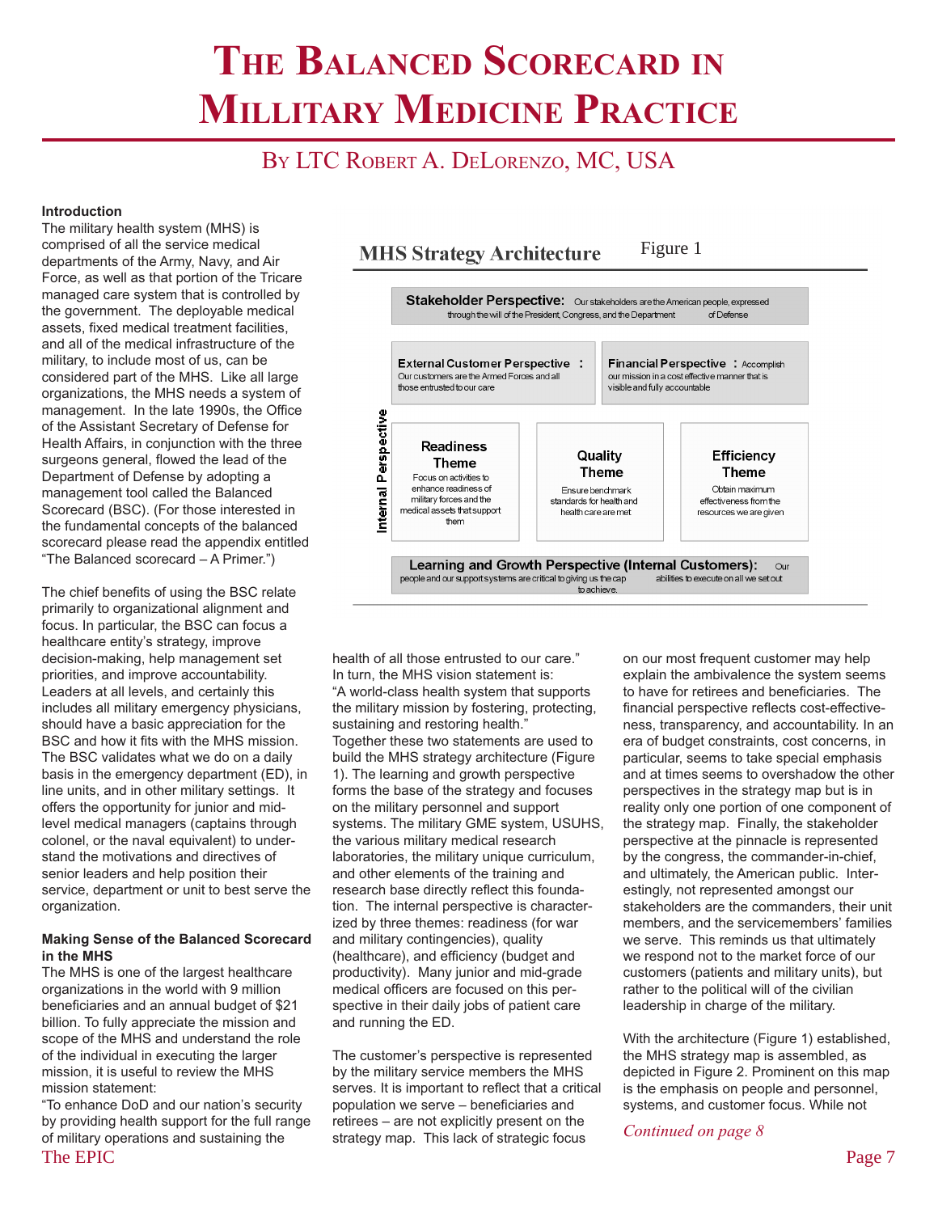# The Balanced Scorecard in Military Medicine Practice

## By LTC Robert A. DeLorenzo, MC, USA

**Introduction**

The military health system (MHS) is comprised of all the service medical departments of the Army, Navy, and Air Force, as well as that portion of the Tricare managed care system that is controlled by the government. The deployable medical assets, fixed medical treatment facilities, and all of the medical infrastructure of the military, to include most of us, can be considered part of the MHS. Like all large organizations, the MHS needs a system of management. In the late 1990s, the Office of the Assistant Secretary of Defense for Health Affairs, in conjunction with the three surgeons general, flowed the lead of the Department of Defense by adopting a management tool called the Balanced Scorecard (BSC). (For those interested in the fundamental concepts of the balanced scorecard please read the appendix entitled "The Balanced scorecard – A Primer.")

The chief benefits of using the BSC relate primarily to organizational alignment and focus. In particular, the BSC can focus a healthcare entity's strategy, improve decision-making, help management set priorities, and improve accountability. Leaders at all levels, and certainly this includes all military emergency physicians, should have a basic appreciation for the BSC and how it fits with the MHS mission. The BSC validates what we do on a daily basis in the emergency department (ED), in line units, and in other military settings. It offers the opportunity for junior and mid-level medical managers (captains through colonel, or the naval equivalent) to understand the motivations and directives of senior leaders and help position their service, department or unit to best serve the organization.

**Making Sense of the Balanced Scorecard in the MHS**

The MHS is one of the largest healthcare organizations in the world with 9 million beneficiaries and an annual budget of $21 billion. To fully appreciate the mission and scope of the MHS and understand the role of the individual in executing the larger mission, it is useful to review the MHS mission statement:
"To enhance DoD and our nation's security by providing health support for the full range of military operations and sustaining the health of all those entrusted to our care."
In turn, the MHS vision statement is:
"A world-class health system that supports the military mission by fostering, protecting, sustaining and restoring health."
Together these two statements are used to build the MHS strategy architecture (Figure 1). The learning and growth perspective forms the base of the strategy and focuses on the military personnel and support systems. The military GME system, USUHS, the various military medical research laboratories, the military unique curriculum, and other elements of the training and research base directly reflect this foundation. The internal perspective is characterized by three themes: readiness (for war and military contingencies), quality (healthcare), and efficiency (budget and productivity). Many junior and mid-grade medical officers are focused on this perspective in their daily jobs of patient care and running the ED.

**MHS Strategy Architecture** — Figure 1

**Stakeholder Perspective:** Our stakeholders are the American people, expressed through the will of the President, Congress, and the Department of Defense

**External Customer Perspective:** Our customers are the Armed Forces and all those entrusted to our care

**Financial Perspective:** Accomplish our mission in a cost effective manner that is visible and fully accountable

*Internal Perspective:*

- **Readiness Theme** — Focus on activities to enhance readiness of military forces and the medical assets that support them
- **Quality Theme** — Ensure benchmark standards for health and health care are met
- **Efficiency Theme** — Obtain maximum effectiveness from the resources we are given

**Learning and Growth Perspective (Internal Customers):** Our people and our support systems are critical to giving us the capabilities to execute on all we set out to achieve.

The customer's perspective is represented by the military service members the MHS serves. It is important to reflect that a critical population we serve – beneficiaries and retirees – are not explicitly present on the strategy map. This lack of strategic focus on our most frequent customer may help explain the ambivalence the system seems to have for retirees and beneficiaries. The financial perspective reflects cost-effectiveness, transparency, and accountability. In an era of budget constraints, cost concerns, in particular, seems to take special emphasis and at times seems to overshadow the other perspectives in the strategy map but is in reality only one portion of one component of the strategy map. Finally, the stakeholder perspective at the pinnacle is represented by the congress, the commander-in-chief, and ultimately, the American public. Interestingly, not represented amongst our stakeholders are the commanders, their unit members, and the servicemembers' families we serve. This reminds us that ultimately we respond not to the market force of our customers (patients and military units), but rather to the political will of the civilian leadership in charge of the military.

With the architecture (Figure 1) established, the MHS strategy map is assembled, as depicted in Figure 2. Prominent on this map is the emphasis on people and personnel, systems, and customer focus. While not

*Continued on page 8*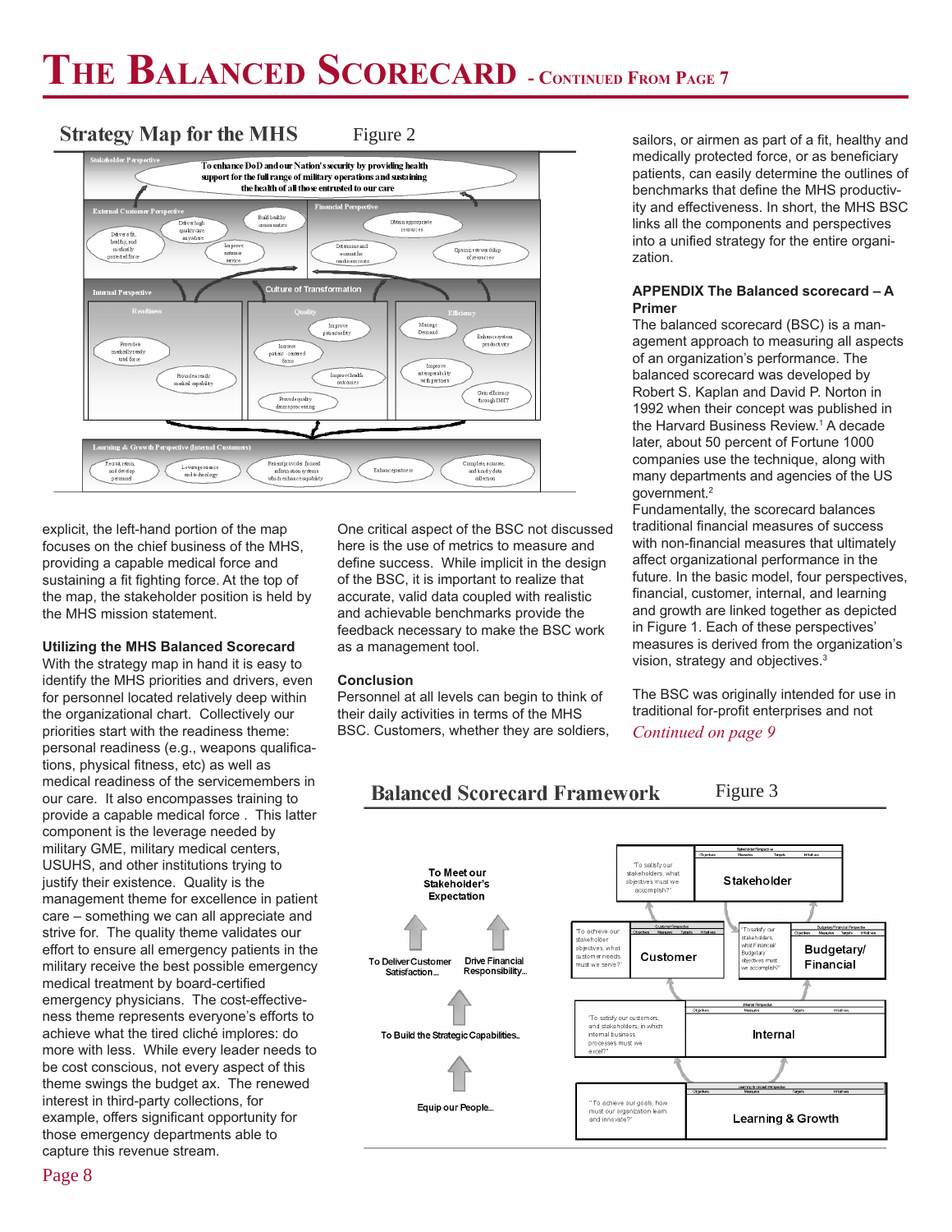# THE BALANCED SCORECARD - CONTINUED FROM PAGE 7

## Strategy Map for the MHS

Figure 2

Stakeholder Perspective

To enhance DoD and our Nation's security by providing health support for the full range of military operations and sustaining the health of all those entrusted to our care

External Customer Perspective

Deliver a fit, healthy, and medically protected force

Deliver high quality care anywhere

Build healthy communities

Improve customer service

Financial Perspective

Obtain appropriate resources

Determine and account for readiness costs

Optimize stewardship of resources

Culture of Transformation

Internal Perspective

Readiness

Provide a medically ready total force

Provide a ready medical capability

Quality

Improve patient safety

Increase patient-centered focus

Improve health outcomes

Provide quality data processing

Efficiency

Manage Demand

Enhance system productivity

Improve interoperability with partners

Gain efficiency through IM/IT

Learning & Growth Perspective (Internal Customers)

Recruit, retain, and develop personnel

Leverage science and technology

Patient/provider focused information systems which enhance capability

Enhance partners

Complete, accurate, and timely data collection

explicit, the left-hand portion of the map focuses on the chief business of the MHS, providing a capable medical force and sustaining a fit fighting force. At the top of the map, the stakeholder position is held by the MHS mission statement.

**Utilizing the MHS Balanced Scorecard**

With the strategy map in hand it is easy to identify the MHS priorities and drivers, even for personnel located relatively deep within the organizational chart. Collectively our priorities start with the readiness theme: personal readiness (e.g., weapons qualifications, physical fitness, etc) as well as medical readiness of the servicemembers in our care. It also encompasses training to provide a capable medical force . This latter component is the leverage needed by military GME, military medical centers, USUHS, and other institutions trying to justify their existence. Quality is the management theme for excellence in patient care – something we can all appreciate and strive for. The quality theme validates our effort to ensure all emergency patients in the military receive the best possible emergency medical treatment by board-certified emergency physicians. The cost-effectiveness theme represents everyone's efforts to achieve what the tired cliché implores: do more with less. While every leader needs to be cost conscious, not every aspect of this theme swings the budget ax. The renewed interest in third-party collections, for example, offers significant opportunity for those emergency departments able to capture this revenue stream.

One critical aspect of the BSC not discussed here is the use of metrics to measure and define success. While implicit in the design of the BSC, it is important to realize that accurate, valid data coupled with realistic and achievable benchmarks provide the feedback necessary to make the BSC work as a management tool.

**Conclusion**

Personnel at all levels can begin to think of their daily activities in terms of the MHS BSC. Customers, whether they are soldiers, sailors, or airmen as part of a fit, healthy and medically protected force, or as beneficiary patients, can easily determine the outlines of benchmarks that define the MHS productivity and effectiveness. In short, the MHS BSC links all the components and perspectives into a unified strategy for the entire organization.

**APPENDIX The Balanced scorecard – A Primer**

The balanced scorecard (BSC) is a management approach to measuring all aspects of an organization's performance. The balanced scorecard was developed by Robert S. Kaplan and David P. Norton in 1992 when their concept was published in the Harvard Business Review.[1] A decade later, about 50 percent of Fortune 1000 companies use the technique, along with many departments and agencies of the US government.[2]

Fundamentally, the scorecard balances traditional financial measures of success with non-financial measures that ultimately affect organizational performance in the future. In the basic model, four perspectives, financial, customer, internal, and learning and growth are linked together as depicted in Figure 1. Each of these perspectives' measures is derived from the organization's vision, strategy and objectives.[3]

The BSC was originally intended for use in traditional for-profit enterprises and not

*Continued on page 9*

## Balanced Scorecard Framework

Figure 3

To Meet our Stakeholder's Expectation

To Deliver Customer Satisfaction...

Drive Financial Responsibility...

To Build the Strategic Capabilities..

Equip our People...

"To satisfy our stakeholders, what objectives must we accomplish?" — Stakeholder (Objectives, Measures, Targets, Initiatives)

"To achieve our stakeholder objectives, what customer needs must we serve?" — Customer (Objectives, Measures, Targets, Initiatives)

"To satisfy our stakeholders, what Financial/Budgetary objectives must we accomplish?" — Budgetary/Financial (Objectives, Measures, Targets, Initiatives)

"To satisfy our customers, and stakeholders, in which internal business processes must we excel?" — Internal (Objectives, Measures, Targets, Initiatives)

"To achieve our goals, how must our organization learn and innovate?" — Learning & Growth (Objectives, Measures, Targets, Initiatives)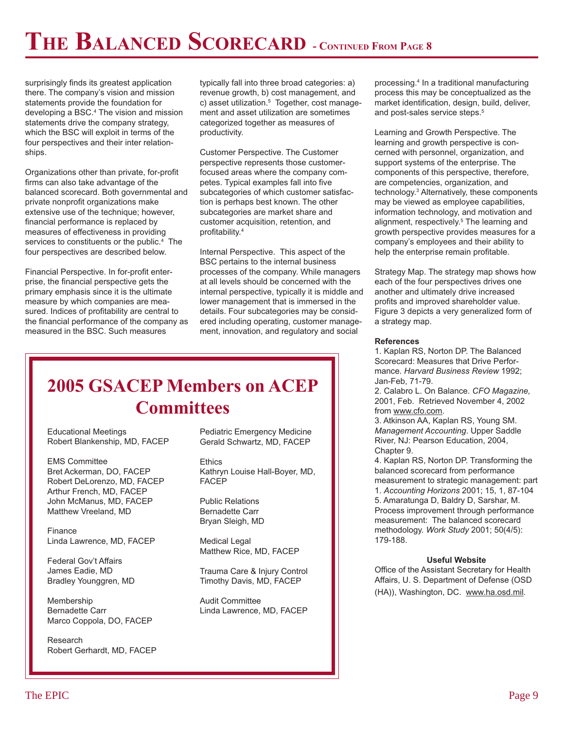# The Balanced Scorecard - Continued From Page 8

surprisingly finds its greatest application there. The company's vision and mission statements provide the foundation for developing a BSC.[4] The vision and mission statements drive the company strategy, which the BSC will exploit in terms of the four perspectives and their inter relationships.

Organizations other than private, for-profit firms can also take advantage of the balanced scorecard. Both governmental and private nonprofit organizations make extensive use of the technique; however, financial performance is replaced by measures of effectiveness in providing services to constituents or the public.[4] The four perspectives are described below.

Financial Perspective. In for-profit enterprise, the financial perspective gets the primary emphasis since it is the ultimate measure by which companies are measured. Indices of profitability are central to the financial performance of the company as measured in the BSC. Such measures typically fall into three broad categories: a) revenue growth, b) cost management, and c) asset utilization.[5] Together, cost management and asset utilization are sometimes categorized together as measures of productivity.

Customer Perspective. The Customer perspective represents those customer-focused areas where the company competes. Typical examples fall into five subcategories of which customer satisfaction is perhaps best known. The other subcategories are market share and customer acquisition, retention, and profitability.[4]

Internal Perspective. This aspect of the BSC pertains to the internal business processes of the company. While managers at all levels should be concerned with the internal perspective, typically it is middle and lower management that is immersed in the details. Four subcategories may be considered including operating, customer management, innovation, and regulatory and social processing.[4] In a traditional manufacturing process this may be conceptualized as the market identification, design, build, deliver, and post-sales service steps.[5]

Learning and Growth Perspective. The learning and growth perspective is concerned with personnel, organization, and support systems of the enterprise. The components of this perspective, therefore, are competencies, organization, and technology.[3] Alternatively, these components may be viewed as employee capabilities, information technology, and motivation and alignment, respectively.[5] The learning and growth perspective provides measures for a company's employees and their ability to help the enterprise remain profitable.

Strategy Map. The strategy map shows how each of the four perspectives drives one another and ultimately drive increased profits and improved shareholder value. Figure 3 depicts a very generalized form of a strategy map.

**References**

1. Kaplan RS, Norton DP. The Balanced Scorecard: Measures that Drive Performance. *Harvard Business Review* 1992; Jan-Feb, 71-79.
2. Calabro L. On Balance. *CFO Magazine,* 2001, Feb. Retrieved November 4, 2002 from www.cfo.com.
3. Atkinson AA, Kaplan RS, Young SM. *Management Accounting*. Upper Saddle River, NJ: Pearson Education, 2004, Chapter 9.
4. Kaplan RS, Norton DP. Transforming the balanced scorecard from performance measurement to strategic management: part 1. *Accounting Horizons* 2001; 15, 1, 87-104
5. Amaratunga D, Baldry D, Sarshar, M. Process improvement through performance measurement: The balanced scorecard methodology. *Work Study* 2001; 50(4/5): 179-188.

**Useful Website**

Office of the Assistant Secretary for Health Affairs, U. S. Department of Defense (OSD (HA)), Washington, DC. www.ha.osd.mil.

## 2005 GSACEP Members on ACEP Committees

Educational Meetings
Robert Blankenship, MD, FACEP

EMS Committee
Bret Ackerman, DO, FACEP
Robert DeLorenzo, MD, FACEP
Arthur French, MD, FACEP
John McManus, MD, FACEP
Matthew Vreeland, MD

Finance
Linda Lawrence, MD, FACEP

Federal Gov't Affairs
James Eadie, MD
Bradley Younggren, MD

Membership
Bernadette Carr
Marco Coppola, DO, FACEP

Research
Robert Gerhardt, MD, FACEP

Pediatric Emergency Medicine
Gerald Schwartz, MD, FACEP

Ethics
Kathryn Louise Hall-Boyer, MD, FACEP

Public Relations
Bernadette Carr
Bryan Sleigh, MD

Medical Legal
Matthew Rice, MD, FACEP

Trauma Care & Injury Control
Timothy Davis, MD, FACEP

Audit Committee
Linda Lawrence, MD, FACEP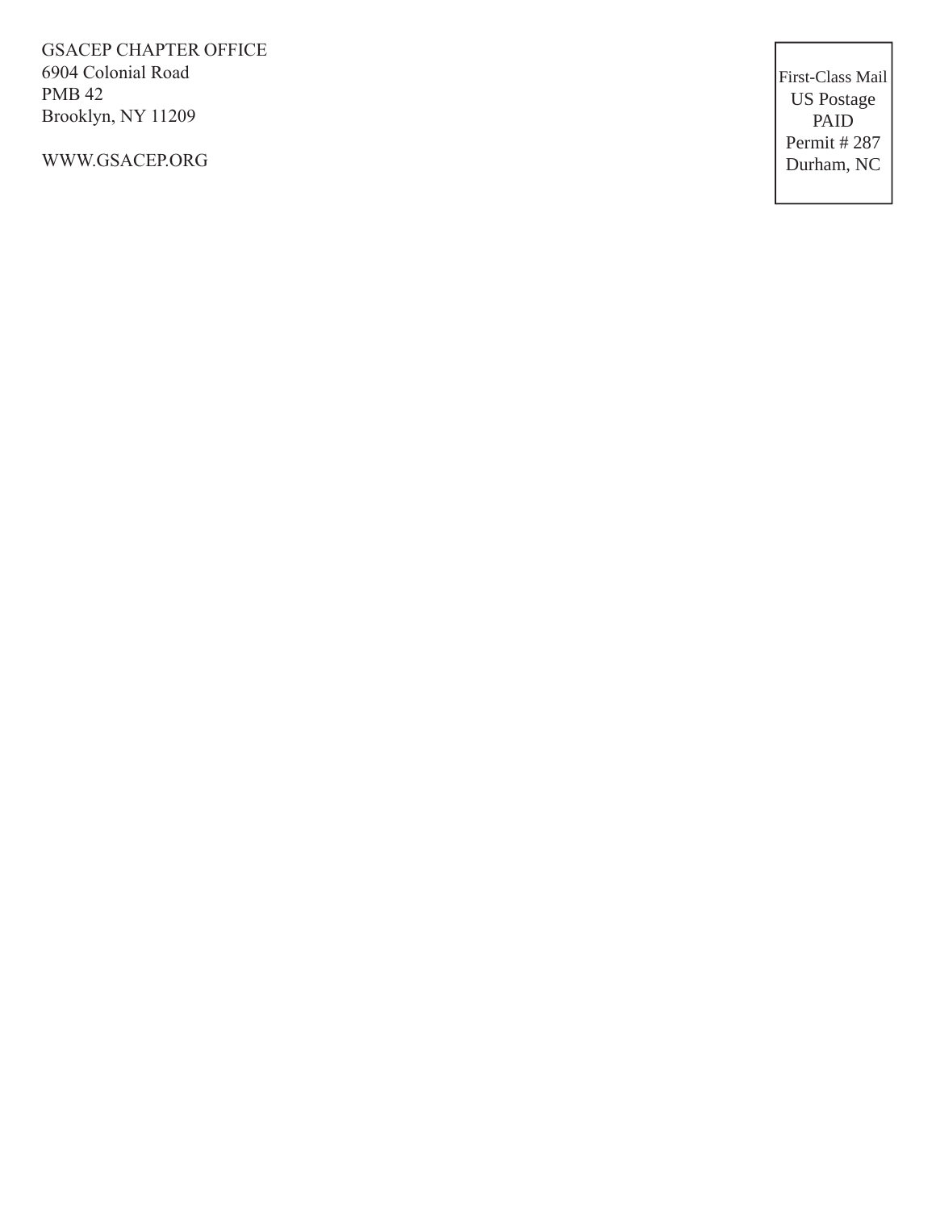GSACEP CHAPTER OFFICE
6904 Colonial Road
PMB 42
Brooklyn, NY 11209

WWW.GSACEP.ORG

| |
|---|
| First-Class Mail<br>US Postage<br>PAID<br>Permit # 287<br>Durham, NC |